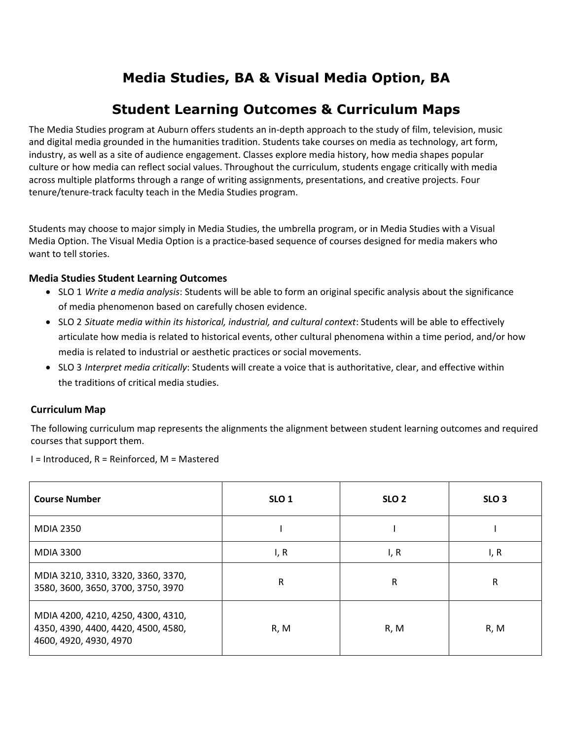# Media Studies, BA & Visual Media Option, BA

# Student Learning Outcomes & Curriculum Maps

The Media Studies program at Auburn offers students an in-depth approach to the study of film, television, music and digital media grounded in the humanities tradition. Students take courses on media as technology, art form, industry, as well as a site of audience engagement. Classes explore media history, how media shapes popular culture or how media can reflect social values. Throughout the curriculum, students engage critically with media across multiple platforms through a range of writing assignments, presentations, and creative projects. Four tenure/tenure-track faculty teach in the Media Studies program.

Students may choose to major simply in Media Studies, the umbrella program, or in Media Studies with a Visual Media Option. The Visual Media Option is a practice-based sequence of courses designed for media makers who want to tell stories.

### Media Studies Student Learning Outcomes

- SLO 1 *Write a media analysis*: Students will be able to form an original specific analysis about the significance of media phenomenon based on carefully chosen evidence.
- SLO 2 *Situate media within its historical, industrial, and cultural context*: Students will be able to effectively articulate how media is related to historical events, other cultural phenomena within a time period, and/or how media is related to industrial or aesthetic practices or social movements.
- SLO 3 *Interpret media critically*: Students will create a voice that is authoritative, clear, and effective within the traditions of critical media studies.

### Curriculum Map

The following curriculum map represents the alignments the alignment between student learning outcomes and required courses that support them.

I = Introduced, R = Reinforced, M = Mastered

| Course Number | SLO 1 | SLO 2 | SLO 3 |
|---|---|---|---|
| MDIA 2350 | I | I | I |
| MDIA 3300 | I, R | I, R | I, R |
| MDIA 3210, 3310, 3320, 3360, 3370, 3580, 3600, 3650, 3700, 3750, 3970 | R | R | R |
| MDIA 4200, 4210, 4250, 4300, 4310, 4350, 4390, 4400, 4420, 4500, 4580, 4600, 4920, 4930, 4970 | R, M | R, M | R, M |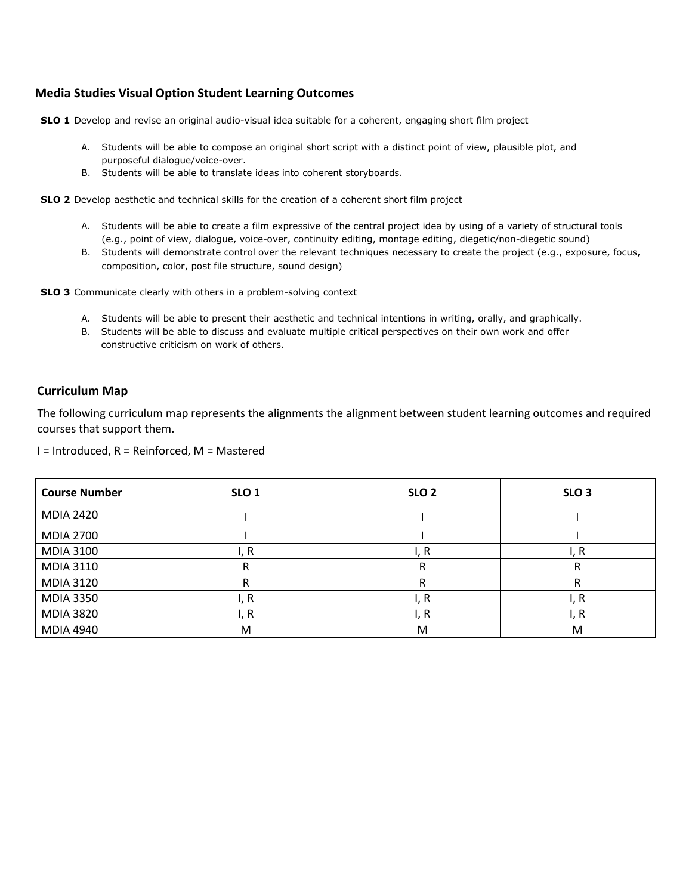## Media Studies Visual Option Student Learning Outcomes

**SLO 1** Develop and revise an original audio-visual idea suitable for a coherent, engaging short film project

A. Students will be able to compose an original short script with a distinct point of view, plausible plot, and purposeful dialogue/voice-over.
B. Students will be able to translate ideas into coherent storyboards.

**SLO 2** Develop aesthetic and technical skills for the creation of a coherent short film project

A. Students will be able to create a film expressive of the central project idea by using of a variety of structural tools (e.g., point of view, dialogue, voice-over, continuity editing, montage editing, diegetic/non-diegetic sound)
B. Students will demonstrate control over the relevant techniques necessary to create the project (e.g., exposure, focus, composition, color, post file structure, sound design)

**SLO 3** Communicate clearly with others in a problem-solving context

A. Students will be able to present their aesthetic and technical intentions in writing, orally, and graphically.
B. Students will be able to discuss and evaluate multiple critical perspectives on their own work and offer constructive criticism on work of others.

## Curriculum Map

The following curriculum map represents the alignments the alignment between student learning outcomes and required courses that support them.

I = Introduced, R = Reinforced, M = Mastered

| Course Number | SLO 1 | SLO 2 | SLO 3 |
|---|---|---|---|
| MDIA 2420 | I | I | I |
| MDIA 2700 | I | I | I |
| MDIA 3100 | I, R | I, R | I, R |
| MDIA 3110 | R | R | R |
| MDIA 3120 | R | R | R |
| MDIA 3350 | I, R | I, R | I, R |
| MDIA 3820 | I, R | I, R | I, R |
| MDIA 4940 | M | M | M |